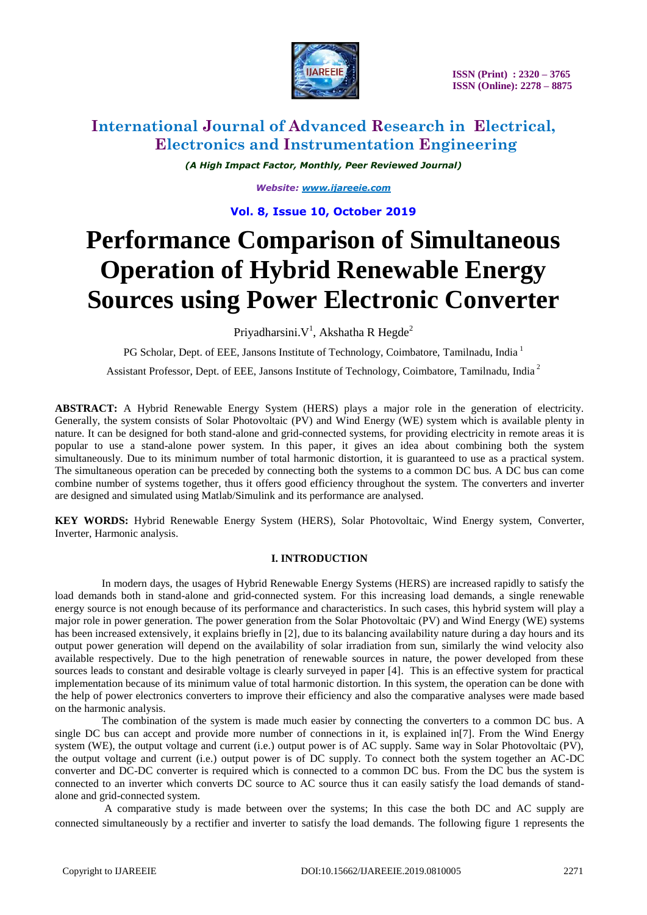# International Journal of Advanced Research in Electrical, Electronics and Instrumentation Engineering

*(A High Impact Factor, Monthly, Peer Reviewed Journal)*

*Website: www.ijareeie.com*

**Vol. 8, Issue 10, October 2019**

# Performance Comparison of Simultaneous Operation of Hybrid Renewable Energy Sources using Power Electronic Converter

Priyadharsini.V[1], Akshatha R Hegde[2]

PG Scholar, Dept. of EEE, Jansons Institute of Technology, Coimbatore, Tamilnadu, India [1]

Assistant Professor, Dept. of EEE, Jansons Institute of Technology, Coimbatore, Tamilnadu, India [2]

**ABSTRACT:** A Hybrid Renewable Energy System (HERS) plays a major role in the generation of electricity. Generally, the system consists of Solar Photovoltaic (PV) and Wind Energy (WE) system which is available plenty in nature. It can be designed for both stand-alone and grid-connected systems, for providing electricity in remote areas it is popular to use a stand-alone power system. In this paper, it gives an idea about combining both the system simultaneously. Due to its minimum number of total harmonic distortion, it is guaranteed to use as a practical system. The simultaneous operation can be preceded by connecting both the systems to a common DC bus. A DC bus can come combine number of systems together, thus it offers good efficiency throughout the system. The converters and inverter are designed and simulated using Matlab/Simulink and its performance are analysed.

**KEY WORDS:** Hybrid Renewable Energy System (HERS), Solar Photovoltaic, Wind Energy system, Converter, Inverter, Harmonic analysis.

## I. INTRODUCTION

In modern days, the usages of Hybrid Renewable Energy Systems (HERS) are increased rapidly to satisfy the load demands both in stand-alone and grid-connected system. For this increasing load demands, a single renewable energy source is not enough because of its performance and characteristics. In such cases, this hybrid system will play a major role in power generation. The power generation from the Solar Photovoltaic (PV) and Wind Energy (WE) systems has been increased extensively, it explains briefly in [2], due to its balancing availability nature during a day hours and its output power generation will depend on the availability of solar irradiation from sun, similarly the wind velocity also available respectively. Due to the high penetration of renewable sources in nature, the power developed from these sources leads to constant and desirable voltage is clearly surveyed in paper [4]. This is an effective system for practical implementation because of its minimum value of total harmonic distortion. In this system, the operation can be done with the help of power electronics converters to improve their efficiency and also the comparative analyses were made based on the harmonic analysis.

The combination of the system is made much easier by connecting the converters to a common DC bus. A single DC bus can accept and provide more number of connections in it, is explained in[7]. From the Wind Energy system (WE), the output voltage and current (i.e.) output power is of AC supply. Same way in Solar Photovoltaic (PV), the output voltage and current (i.e.) output power is of DC supply. To connect both the system together an AC-DC converter and DC-DC converter is required which is connected to a common DC bus. From the DC bus the system is connected to an inverter which converts DC source to AC source thus it can easily satisfy the load demands of stand-alone and grid-connected system.

A comparative study is made between over the systems; In this case the both DC and AC supply are connected simultaneously by a rectifier and inverter to satisfy the load demands. The following figure 1 represents the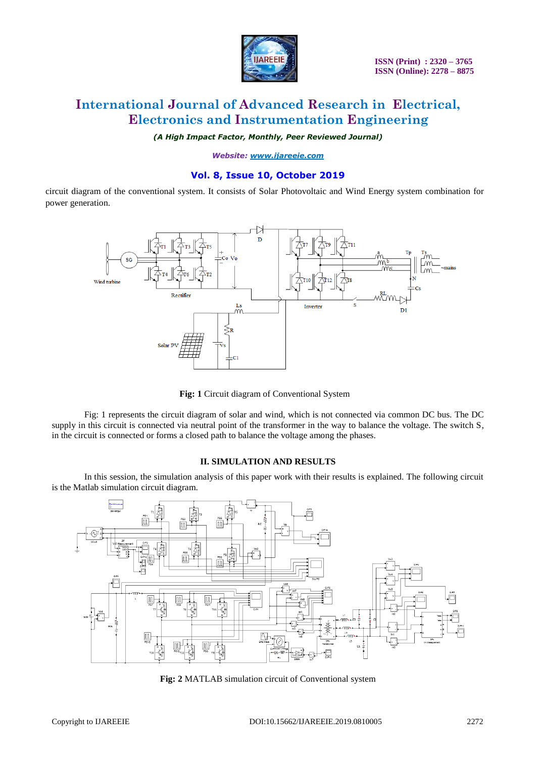circuit diagram of the conventional system. It consists of Solar Photovoltaic and Wind Energy system combination for power generation.

Fig: 1 Circuit diagram of Conventional System

Fig: 1 represents the circuit diagram of solar and wind, which is not connected via common DC bus. The DC supply in this circuit is connected via neutral point of the transformer in the way to balance the voltage. The switch S, in the circuit is connected or forms a closed path to balance the voltage among the phases.

## II. SIMULATION AND RESULTS

In this session, the simulation analysis of this paper work with their results is explained. The following circuit is the Matlab simulation circuit diagram.

Fig: 2 MATLAB simulation circuit of Conventional system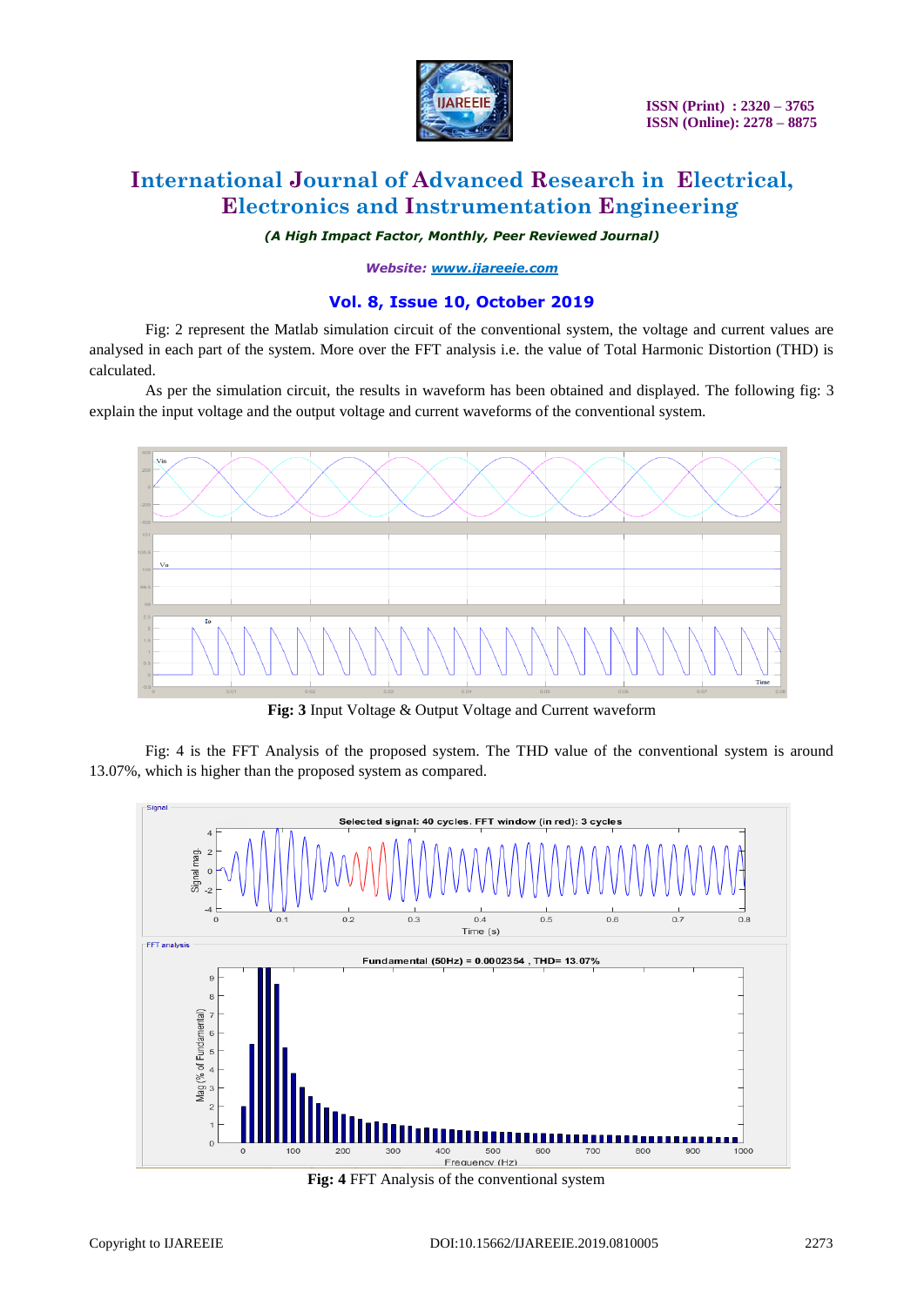Fig: 2 represent the Matlab simulation circuit of the conventional system, the voltage and current values are analysed in each part of the system. More over the FFT analysis i.e. the value of Total Harmonic Distortion (THD) is calculated.

As per the simulation circuit, the results in waveform has been obtained and displayed. The following fig: 3 explain the input voltage and the output voltage and current waveforms of the conventional system.

**Fig: 3** Input Voltage & Output Voltage and Current waveform

Fig: 4 is the FFT Analysis of the proposed system. The THD value of the conventional system is around 13.07%, which is higher than the proposed system as compared.

**Fig: 4** FFT Analysis of the conventional system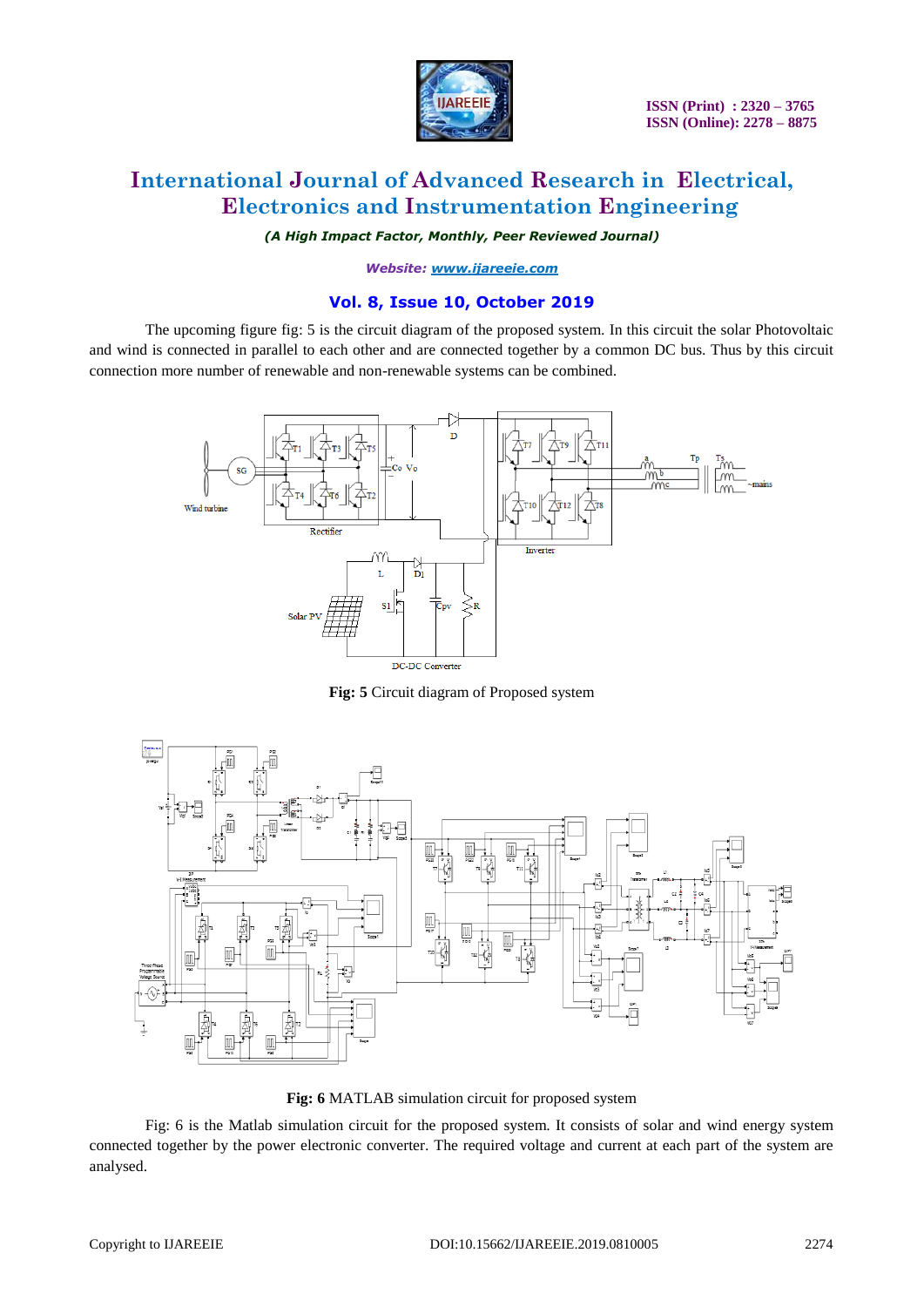The upcoming figure fig: 5 is the circuit diagram of the proposed system. In this circuit the solar Photovoltaic and wind is connected in parallel to each other and are connected together by a common DC bus. Thus by this circuit connection more number of renewable and non-renewable systems can be combined.

**Fig: 5** Circuit diagram of Proposed system

**Fig: 6** MATLAB simulation circuit for proposed system

Fig: 6 is the Matlab simulation circuit for the proposed system. It consists of solar and wind energy system connected together by the power electronic converter. The required voltage and current at each part of the system are analysed.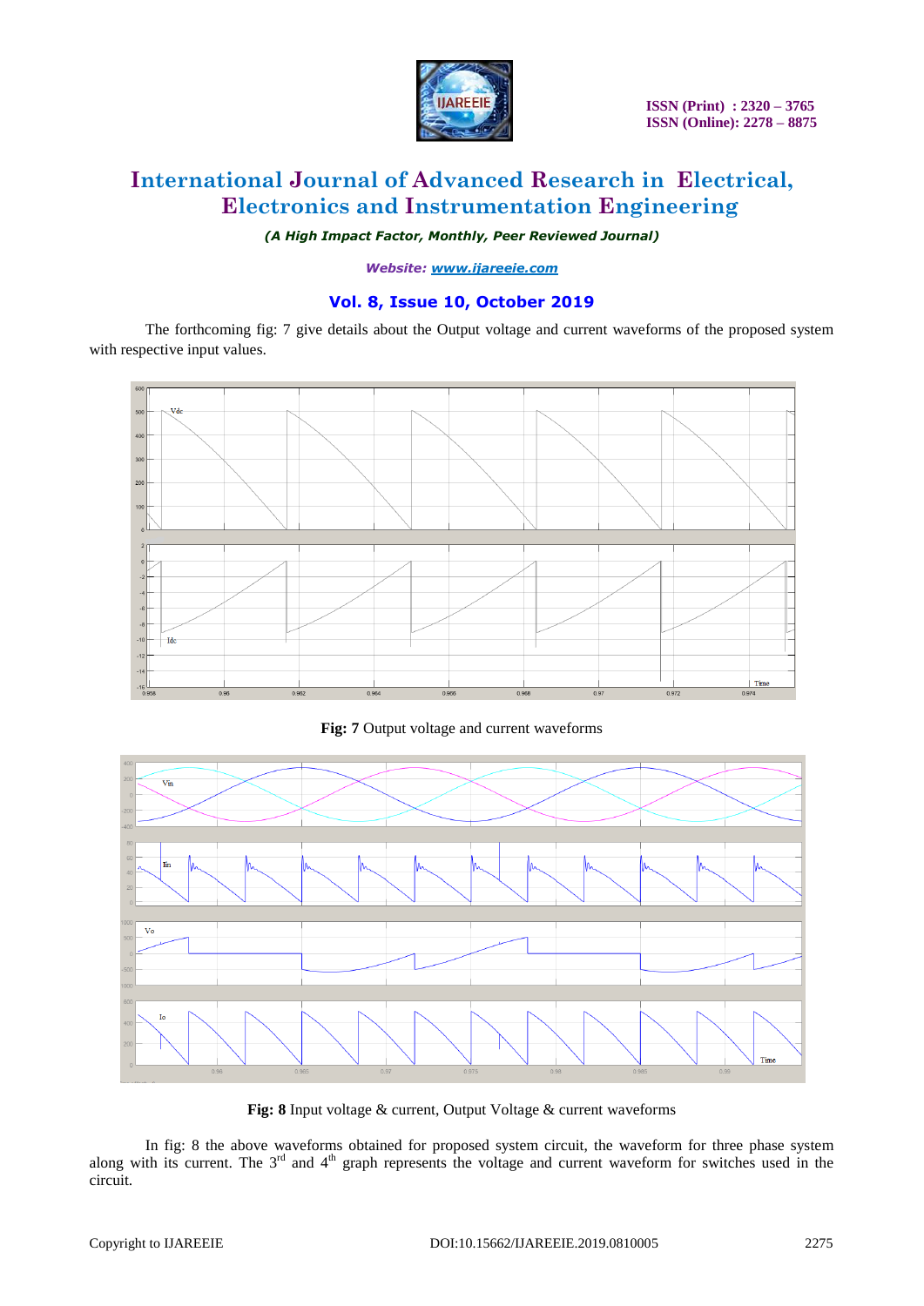The forthcoming fig: 7 give details about the Output voltage and current waveforms of the proposed system with respective input values.

**Fig: 7** Output voltage and current waveforms

**Fig: 8** Input voltage & current, Output Voltage & current waveforms

In fig: 8 the above waveforms obtained for proposed system circuit, the waveform for three phase system along with its current. The 3rd and 4th graph represents the voltage and current waveform for switches used in the circuit.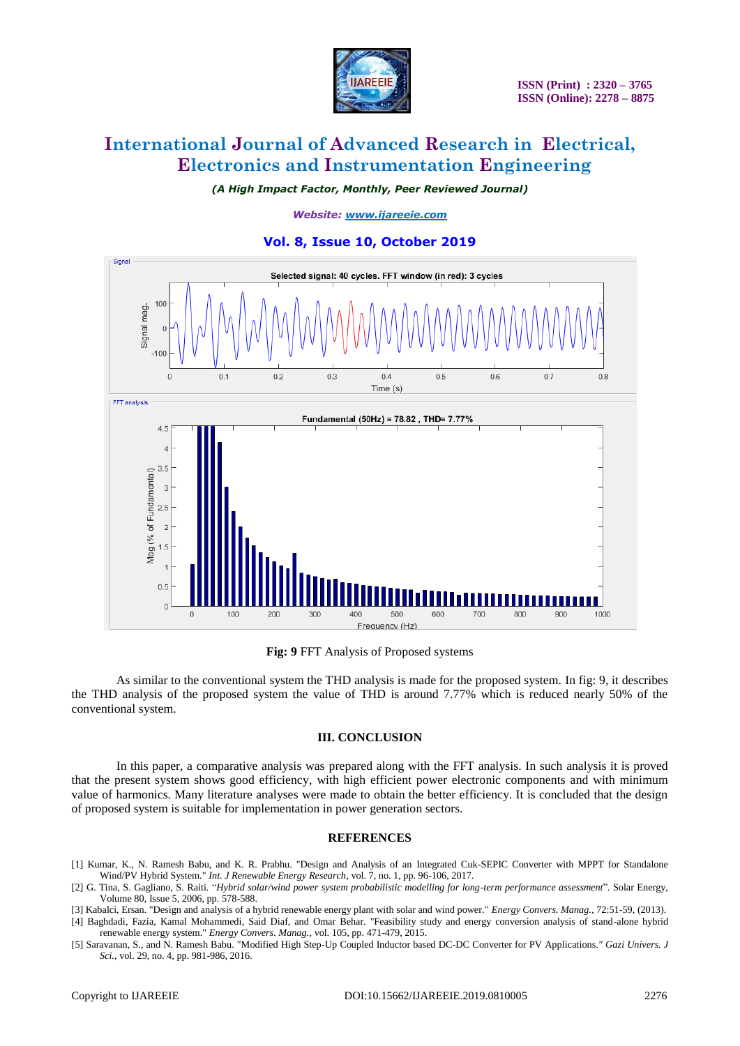**Fig: 9** FFT Analysis of Proposed systems

As similar to the conventional system the THD analysis is made for the proposed system. In fig: 9, it describes the THD analysis of the proposed system the value of THD is around 7.77% which is reduced nearly 50% of the conventional system.

## III. CONCLUSION

In this paper, a comparative analysis was prepared along with the FFT analysis. In such analysis it is proved that the present system shows good efficiency, with high efficient power electronic components and with minimum value of harmonics. Many literature analyses were made to obtain the better efficiency. It is concluded that the design of proposed system is suitable for implementation in power generation sectors.

## REFERENCES

[1] Kumar, K., N. Ramesh Babu, and K. R. Prabhu. "Design and Analysis of an Integrated Cuk-SEPIC Converter with MPPT for Standalone Wind/PV Hybrid System." *Int. J Renewable Energy Research*, vol. 7, no. 1, pp. 96-106, 2017.

[2] G. Tina, S. Gagliano, S. Raiti. "*Hybrid solar/wind power system probabilistic modelling for long-term performance assessment*". Solar Energy, Volume 80, Issue 5, 2006, pp. 578-588.

[3] Kabalci, Ersan. "Design and analysis of a hybrid renewable energy plant with solar and wind power." *Energy Convers. Manag.*, 72:51-59, (2013).

[4] Baghdadi, Fazia, Kamal Mohammedi, Said Diaf, and Omar Behar. "Feasibility study and energy conversion analysis of stand-alone hybrid renewable energy system." *Energy Convers. Manag.*, vol. 105, pp. 471-479, 2015.

[5] Saravanan, S., and N. Ramesh Babu. "Modified High Step-Up Coupled Inductor based DC-DC Converter for PV Applications." *Gazi Univers. J Sci.*, vol. 29, no. 4, pp. 981-986, 2016.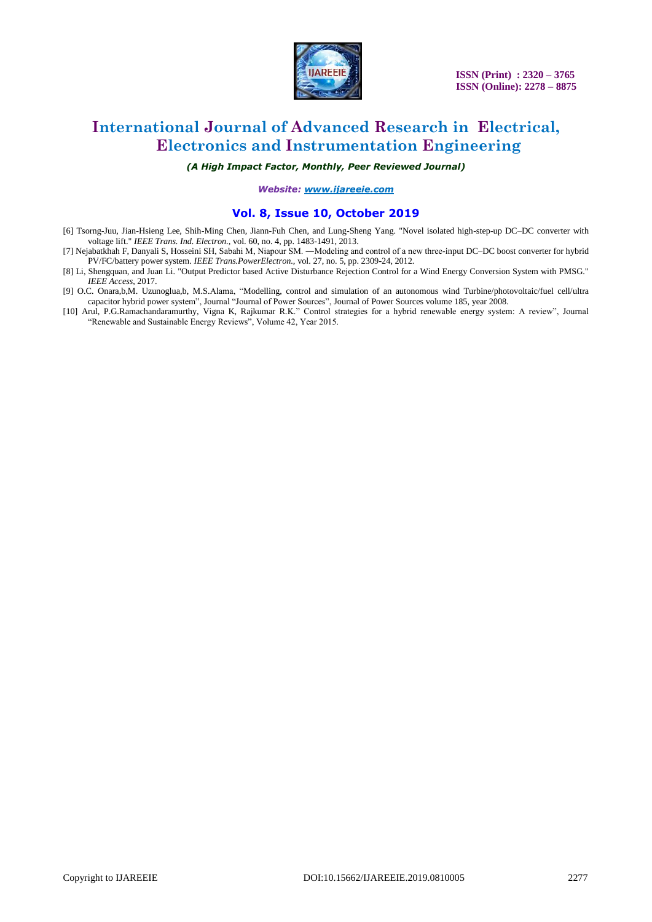[6] Tsorng-Juu, Jian-Hsieng Lee, Shih-Ming Chen, Jiann-Fuh Chen, and Lung-Sheng Yang. "Novel isolated high-step-up DC–DC converter with voltage lift." *IEEE Trans. Ind. Electron.*, vol. 60, no. 4, pp. 1483-1491, 2013.

[7] Nejabatkhah F, Danyali S, Hosseini SH, Sabahi M, Niapour SM. ―Modeling and control of a new three-input DC–DC boost converter for hybrid PV/FC/battery power system. *IEEE Trans.PowerElectron.*, vol. 27, no. 5, pp. 2309-24, 2012.

[8] Li, Shengquan, and Juan Li. "Output Predictor based Active Disturbance Rejection Control for a Wind Energy Conversion System with PMSG." *IEEE Access*, 2017.

[9] O.C. Onara,b,M. Uzunoglua,b, M.S.Alama, "Modelling, control and simulation of an autonomous wind Turbine/photovoltaic/fuel cell/ultra capacitor hybrid power system", Journal "Journal of Power Sources", Journal of Power Sources volume 185, year 2008.

[10] Arul, P.G.Ramachandaramurthy, Vigna K, Rajkumar R.K." Control strategies for a hybrid renewable energy system: A review", Journal "Renewable and Sustainable Energy Reviews", Volume 42, Year 2015.